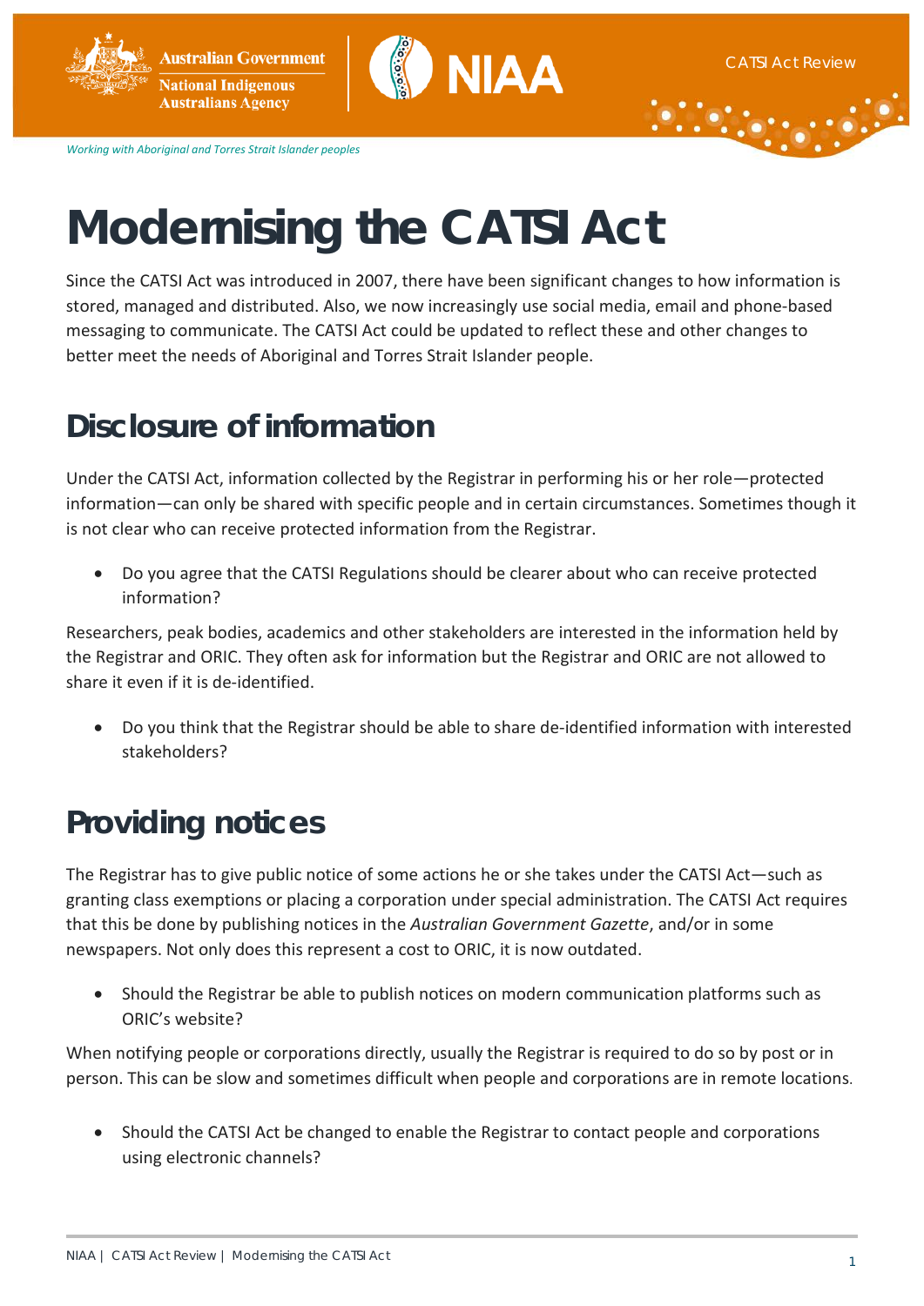Working with Aboriginal and Torres Strait Islander peoples

# Modernising the CATSI Act

Since the CATSI Act was introduced in 2007, there have been significant changes to how information is stored, managed and distributed. Also, we now increasingly use social media, email and phone-based messaging to communicate. The CATSI Act could be updated to reflect these and other changes to better meet the needs of Aboriginal and Torres Strait Islander people.

## Disclosure of information

Under the CATSI Act, information collected by the Registrar in performing his or her role—protected information—can only be shared with specific people and in certain circumstances. Sometimes though it is not clear who can receive protected information from the Registrar.

- Do you agree that the CATSI Regulations should be clearer about who can receive protected information?

Researchers, peak bodies, academics and other stakeholders are interested in the information held by the Registrar and ORIC. They often ask for information but the Registrar and ORIC are not allowed to share it even if it is de-identified.

- Do you think that the Registrar should be able to share de-identified information with interested stakeholders?

## Providing notices

The Registrar has to give public notice of some actions he or she takes under the CATSI Act—such as granting class exemptions or placing a corporation under special administration. The CATSI Act requires that this be done by publishing notices in the *Australian Government Gazette*, and/or in some newspapers. Not only does this represent a cost to ORIC, it is now outdated.

- Should the Registrar be able to publish notices on modern communication platforms such as ORIC's website?

When notifying people or corporations directly, usually the Registrar is required to do so by post or in person. This can be slow and sometimes difficult when people and corporations are in remote locations.

- Should the CATSI Act be changed to enable the Registrar to contact people and corporations using electronic channels?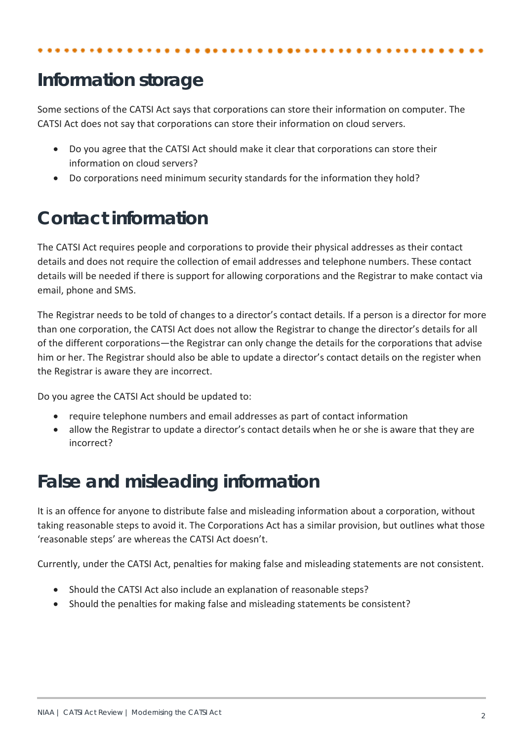## Information storage

Some sections of the CATSI Act says that corporations can store their information on computer. The CATSI Act does not say that corporations can store their information on cloud servers.

- Do you agree that the CATSI Act should make it clear that corporations can store their information on cloud servers?
- Do corporations need minimum security standards for the information they hold?

## Contact information

The CATSI Act requires people and corporations to provide their physical addresses as their contact details and does not require the collection of email addresses and telephone numbers. These contact details will be needed if there is support for allowing corporations and the Registrar to make contact via email, phone and SMS.

The Registrar needs to be told of changes to a director's contact details. If a person is a director for more than one corporation, the CATSI Act does not allow the Registrar to change the director's details for all of the different corporations—the Registrar can only change the details for the corporations that advise him or her. The Registrar should also be able to update a director's contact details on the register when the Registrar is aware they are incorrect.

Do you agree the CATSI Act should be updated to:

- require telephone numbers and email addresses as part of contact information
- allow the Registrar to update a director's contact details when he or she is aware that they are incorrect?

## False and misleading information

It is an offence for anyone to distribute false and misleading information about a corporation, without taking reasonable steps to avoid it. The Corporations Act has a similar provision, but outlines what those 'reasonable steps' are whereas the CATSI Act doesn't.

Currently, under the CATSI Act, penalties for making false and misleading statements are not consistent.

- Should the CATSI Act also include an explanation of reasonable steps?
- Should the penalties for making false and misleading statements be consistent?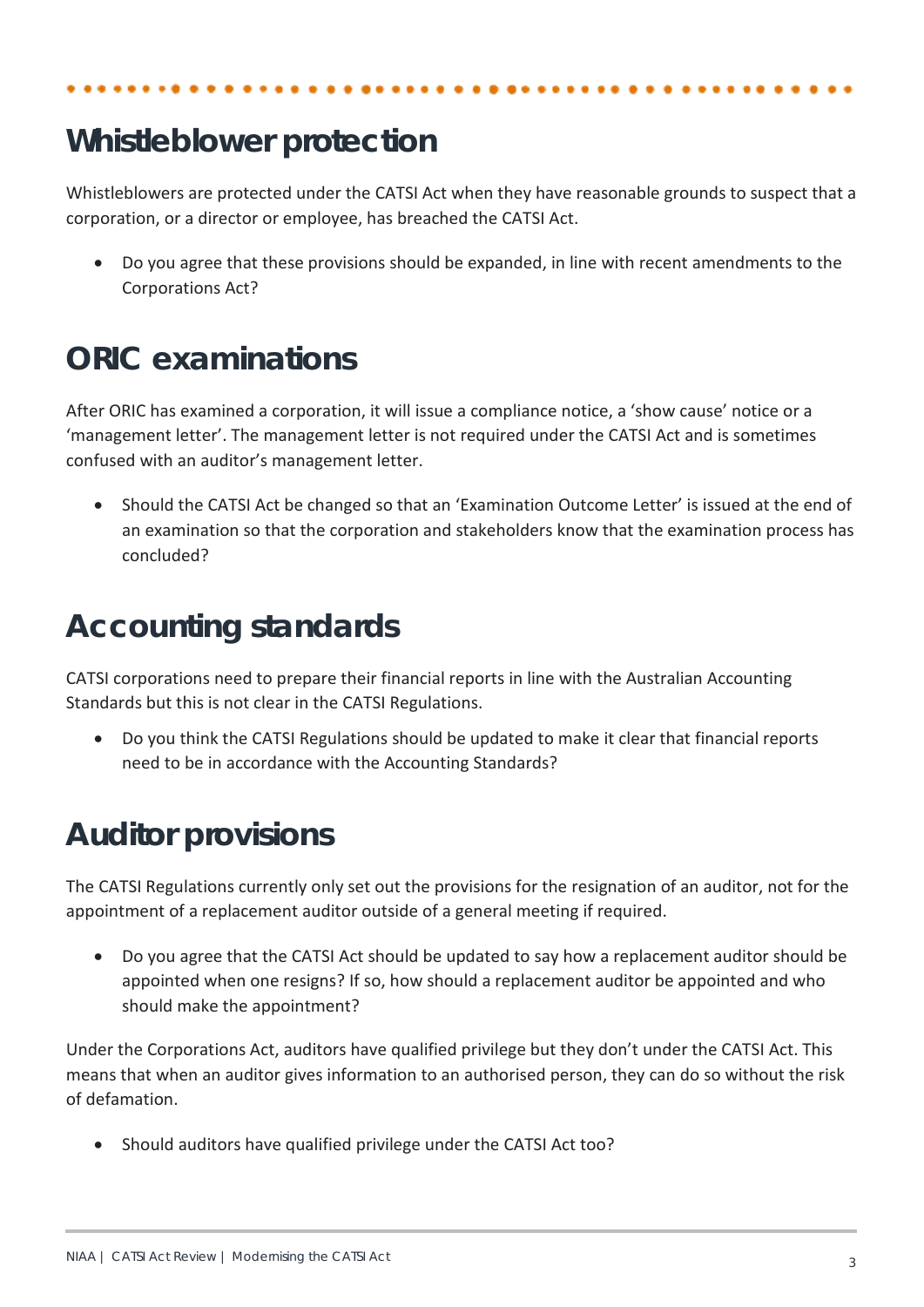## Whistleblower protection

Whistleblowers are protected under the CATSI Act when they have reasonable grounds to suspect that a corporation, or a director or employee, has breached the CATSI Act.

- Do you agree that these provisions should be expanded, in line with recent amendments to the Corporations Act?

## ORIC examinations

After ORIC has examined a corporation, it will issue a compliance notice, a 'show cause' notice or a 'management letter'. The management letter is not required under the CATSI Act and is sometimes confused with an auditor's management letter.

- Should the CATSI Act be changed so that an 'Examination Outcome Letter' is issued at the end of an examination so that the corporation and stakeholders know that the examination process has concluded?

## Accounting standards

CATSI corporations need to prepare their financial reports in line with the Australian Accounting Standards but this is not clear in the CATSI Regulations.

- Do you think the CATSI Regulations should be updated to make it clear that financial reports need to be in accordance with the Accounting Standards?

## Auditor provisions

The CATSI Regulations currently only set out the provisions for the resignation of an auditor, not for the appointment of a replacement auditor outside of a general meeting if required.

- Do you agree that the CATSI Act should be updated to say how a replacement auditor should be appointed when one resigns? If so, how should a replacement auditor be appointed and who should make the appointment?

Under the Corporations Act, auditors have qualified privilege but they don't under the CATSI Act. This means that when an auditor gives information to an authorised person, they can do so without the risk of defamation.

- Should auditors have qualified privilege under the CATSI Act too?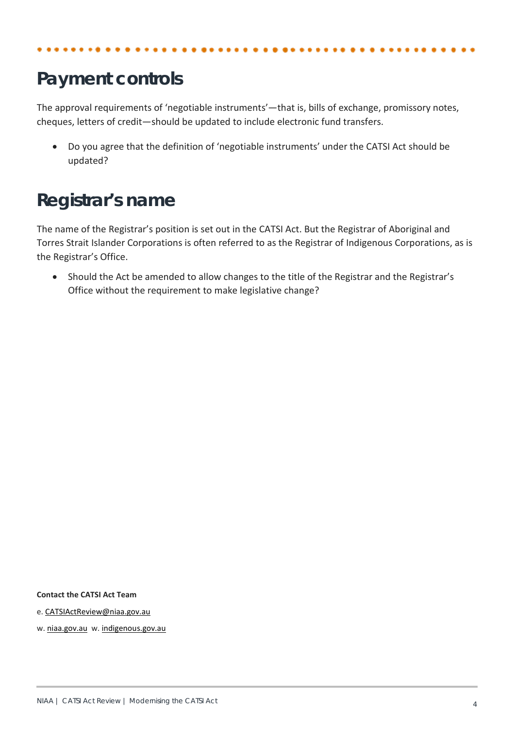## Payment controls

The approval requirements of 'negotiable instruments'—that is, bills of exchange, promissory notes, cheques, letters of credit—should be updated to include electronic fund transfers.

- Do you agree that the definition of 'negotiable instruments' under the CATSI Act should be updated?

## Registrar's name

The name of the Registrar's position is set out in the CATSI Act. But the Registrar of Aboriginal and Torres Strait Islander Corporations is often referred to as the Registrar of Indigenous Corporations, as is the Registrar's Office.

- Should the Act be amended to allow changes to the title of the Registrar and the Registrar's Office without the requirement to make legislative change?

**Contact the CATSI Act Team**

e. CATSIActReview@niaa.gov.au

w. niaa.gov.au w. indigenous.gov.au